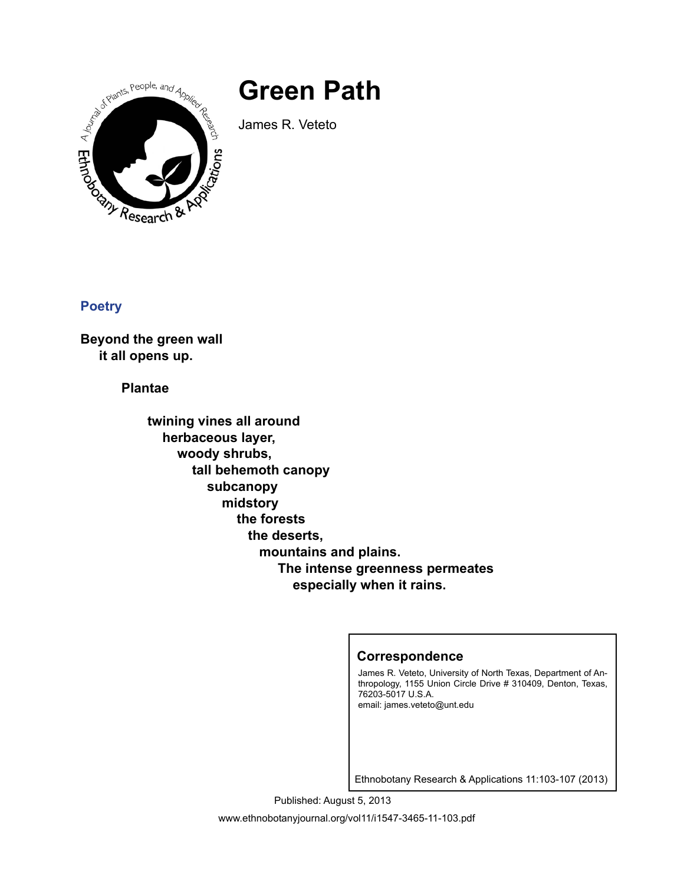# Green Path

James R. Veteto

**Poetry**

**Beyond the green wall**
**it all opens up.**

**Plantae**

**twining vines all around**
**herbaceous layer,**
**woody shrubs,**
**tall behemoth canopy**
**subcanopy**
**midstory**
**the forests**
**the deserts,**
**mountains and plains.**
**The intense greenness permeates**
**especially when it rains.**

## Correspondence

James R. Veteto, University of North Texas, Department of Anthropology, 1155 Union Circle Drive # 310409, Denton, Texas, 76203-5017 U.S.A.
email: james.veteto@unt.edu

Ethnobotany Research & Applications 11:103-107 (2013)

Published: August 5, 2013

www.ethnobotanyjournal.org/vol11/i1547-3465-11-103.pdf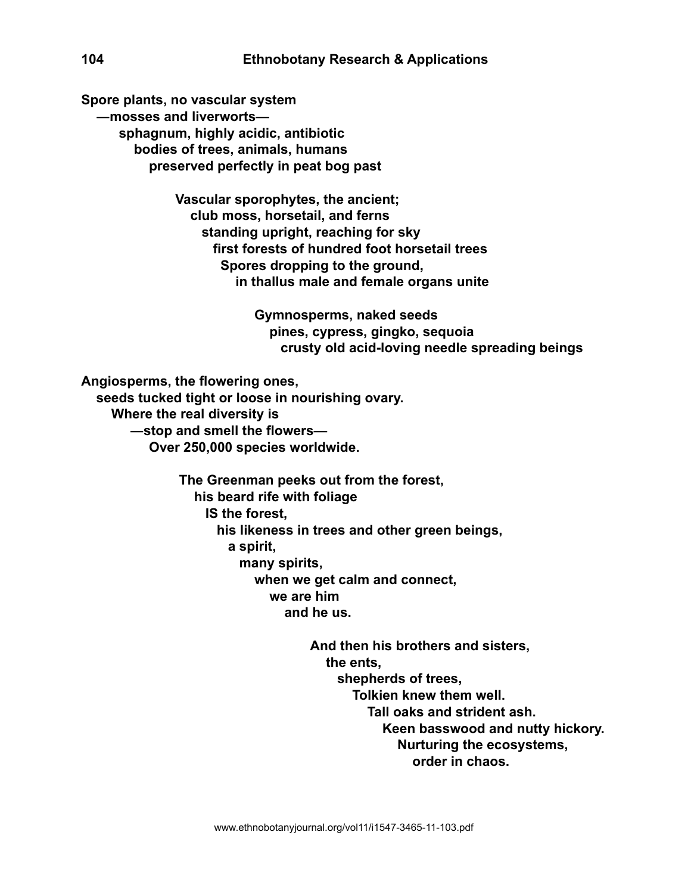**Spore plants, no vascular system**
**—mosses and liverworts—**
**sphagnum, highly acidic, antibiotic**
**bodies of trees, animals, humans**
**preserved perfectly in peat bog past**

**Vascular sporophytes, the ancient;**
**club moss, horsetail, and ferns**
**standing upright, reaching for sky**
**first forests of hundred foot horsetail trees**
**Spores dropping to the ground,**
**in thallus male and female organs unite**

**Gymnosperms, naked seeds**
**pines, cypress, gingko, sequoia**
**crusty old acid-loving needle spreading beings**

**Angiosperms, the flowering ones,**
**seeds tucked tight or loose in nourishing ovary.**
**Where the real diversity is**
**—stop and smell the flowers—**
**Over 250,000 species worldwide.**

**The Greenman peeks out from the forest,**
**his beard rife with foliage**
**IS the forest,**
**his likeness in trees and other green beings,**
**a spirit,**
**many spirits,**
**when we get calm and connect,**
**we are him**
**and he us.**

**And then his brothers and sisters,**
**the ents,**
**shepherds of trees,**
**Tolkien knew them well.**
**Tall oaks and strident ash.**
**Keen basswood and nutty hickory.**
**Nurturing the ecosystems,**
**order in chaos.**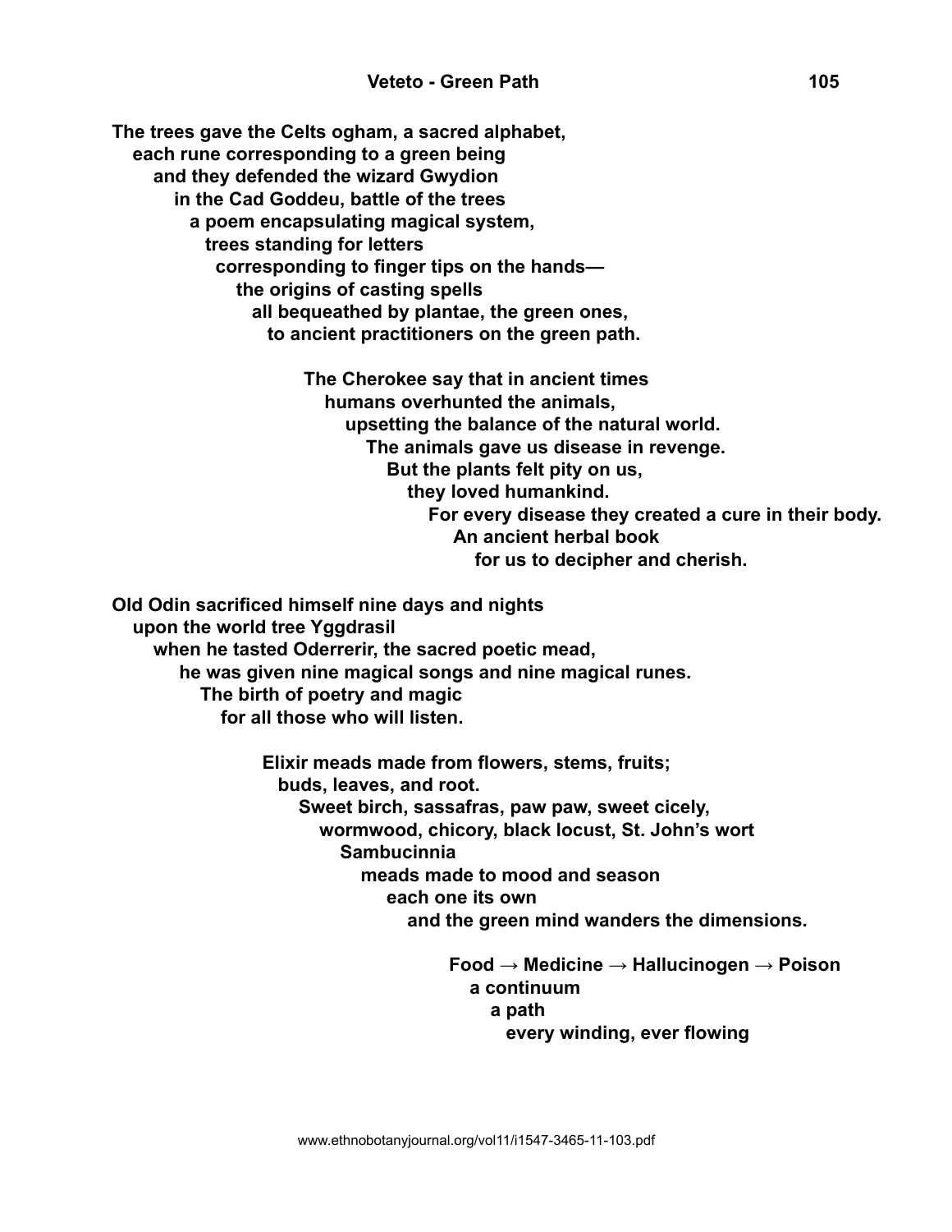**The trees gave the Celts ogham, a sacred alphabet,**
**each rune corresponding to a green being**
**and they defended the wizard Gwydion**
**in the Cad Goddeu, battle of the trees**
**a poem encapsulating magical system,**
**trees standing for letters**
**corresponding to finger tips on the hands—**
**the origins of casting spells**
**all bequeathed by plantae, the green ones,**
**to ancient practitioners on the green path.**

**The Cherokee say that in ancient times**
**humans overhunted the animals,**
**upsetting the balance of the natural world.**
**The animals gave us disease in revenge.**
**But the plants felt pity on us,**
**they loved humankind.**
**For every disease they created a cure in their body.**
**An ancient herbal book**
**for us to decipher and cherish.**

**Old Odin sacrificed himself nine days and nights**
**upon the world tree Yggdrasil**
**when he tasted Oderrerir, the sacred poetic mead,**
**he was given nine magical songs and nine magical runes.**
**The birth of poetry and magic**
**for all those who will listen.**

**Elixir meads made from flowers, stems, fruits;**
**buds, leaves, and root.**
**Sweet birch, sassafras, paw paw, sweet cicely,**
**wormwood, chicory, black locust, St. John's wort**
**Sambucinnia**
**meads made to mood and season**
**each one its own**
**and the green mind wanders the dimensions.**

**Food → Medicine → Hallucinogen → Poison**
**a continuum**
**a path**
**every winding, ever flowing**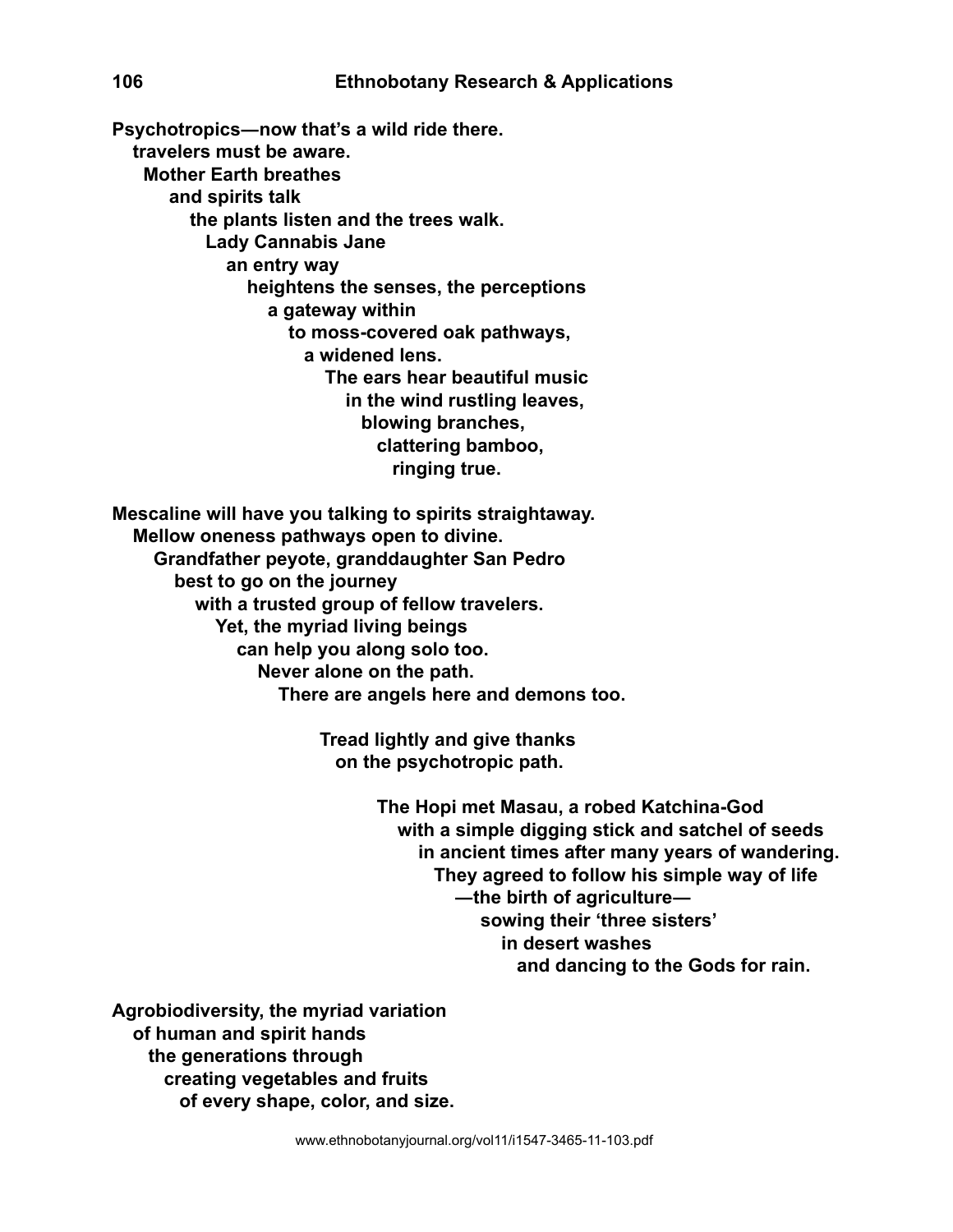**Psychotropics—now that's a wild ride there.**
**travelers must be aware.**
**Mother Earth breathes**
**and spirits talk**
**the plants listen and the trees walk.**
**Lady Cannabis Jane**
**an entry way**
**heightens the senses, the perceptions**
**a gateway within**
**to moss-covered oak pathways,**
**a widened lens.**
**The ears hear beautiful music**
**in the wind rustling leaves,**
**blowing branches,**
**clattering bamboo,**
**ringing true.**

**Mescaline will have you talking to spirits straightaway.**
**Mellow oneness pathways open to divine.**
**Grandfather peyote, granddaughter San Pedro**
**best to go on the journey**
**with a trusted group of fellow travelers.**
**Yet, the myriad living beings**
**can help you along solo too.**
**Never alone on the path.**
**There are angels here and demons too.**

**Tread lightly and give thanks**
**on the psychotropic path.**

**The Hopi met Masau, a robed Katchina-God**
**with a simple digging stick and satchel of seeds**
**in ancient times after many years of wandering.**
**They agreed to follow his simple way of life**
**—the birth of agriculture—**
**sowing their 'three sisters'**
**in desert washes**
**and dancing to the Gods for rain.**

**Agrobiodiversity, the myriad variation**
**of human and spirit hands**
**the generations through**
**creating vegetables and fruits**
**of every shape, color, and size.**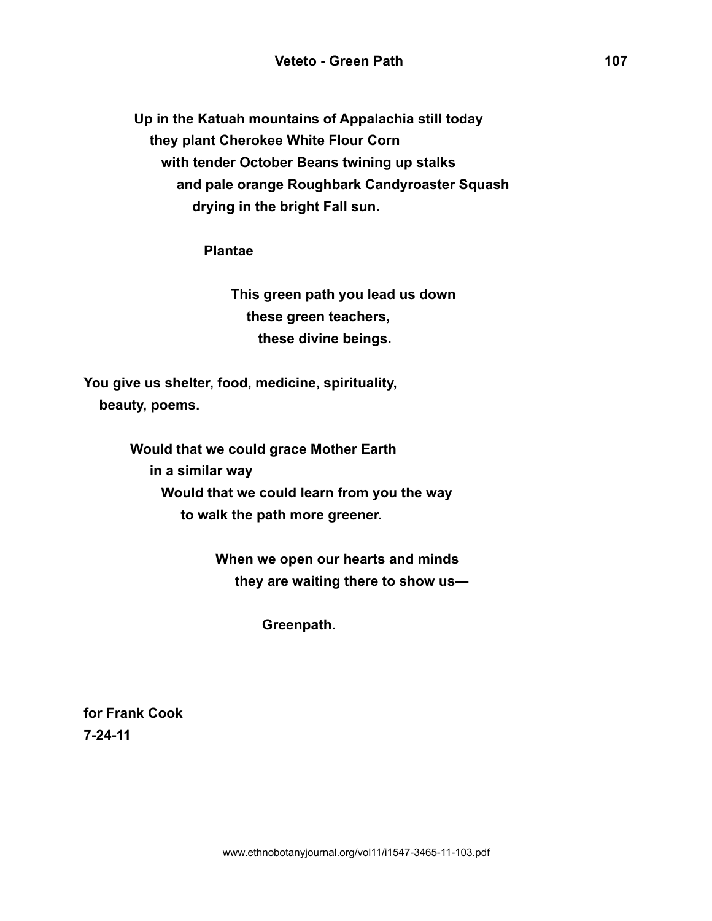**Up in the Katuah mountains of Appalachia still today**
**they plant Cherokee White Flour Corn**
**with tender October Beans twining up stalks**
**and pale orange Roughbark Candyroaster Squash**
**drying in the bright Fall sun.**

**Plantae**

**This green path you lead us down**
**these green teachers,**
**these divine beings.**

**You give us shelter, food, medicine, spirituality,**
**beauty, poems.**

**Would that we could grace Mother Earth**
**in a similar way**
**Would that we could learn from you the way**
**to walk the path more greener.**

**When we open our hearts and minds**
**they are waiting there to show us—**

**Greenpath.**

**for Frank Cook**
**7-24-11**

www.ethnobotanyjournal.org/vol11/i1547-3465-11-103.pdf